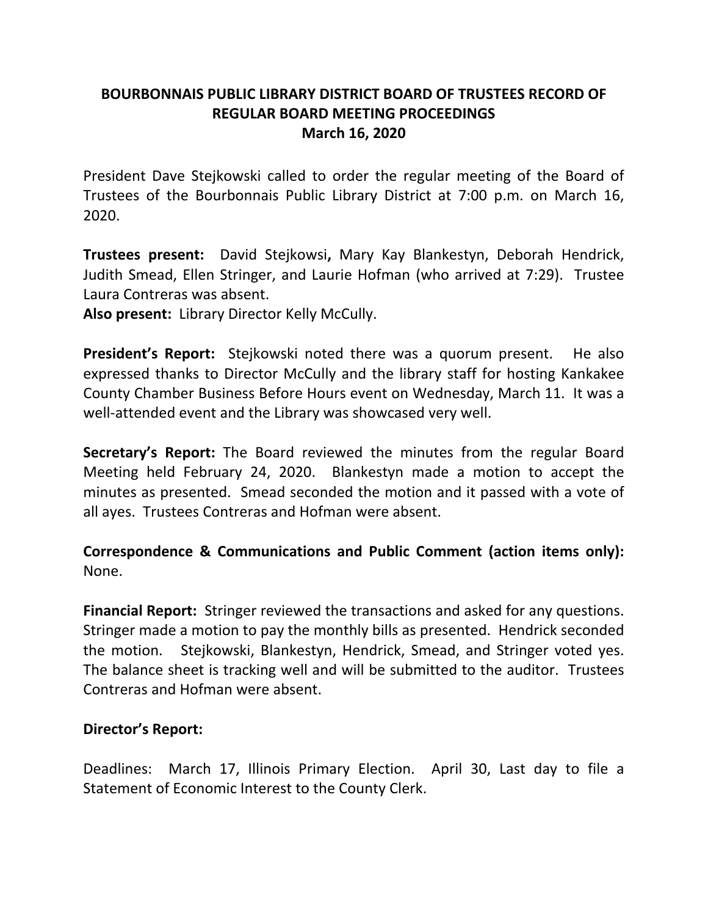# BOURBONNAIS PUBLIC LIBRARY DISTRICT BOARD OF TRUSTEES RECORD OF REGULAR BOARD MEETING PROCEEDINGS
## March 16, 2020

President Dave Stejkowski called to order the regular meeting of the Board of Trustees of the Bourbonnais Public Library District at 7:00 p.m. on March 16, 2020.

**Trustees present:** David Stejkowsi**,** Mary Kay Blankestyn, Deborah Hendrick, Judith Smead, Ellen Stringer, and Laurie Hofman (who arrived at 7:29). Trustee Laura Contreras was absent.
**Also present:** Library Director Kelly McCully.

**President's Report:** Stejkowski noted there was a quorum present. He also expressed thanks to Director McCully and the library staff for hosting Kankakee County Chamber Business Before Hours event on Wednesday, March 11. It was a well-attended event and the Library was showcased very well.

**Secretary's Report:** The Board reviewed the minutes from the regular Board Meeting held February 24, 2020. Blankestyn made a motion to accept the minutes as presented. Smead seconded the motion and it passed with a vote of all ayes. Trustees Contreras and Hofman were absent.

**Correspondence & Communications and Public Comment (action items only):** None.

**Financial Report:** Stringer reviewed the transactions and asked for any questions. Stringer made a motion to pay the monthly bills as presented. Hendrick seconded the motion. Stejkowski, Blankestyn, Hendrick, Smead, and Stringer voted yes. The balance sheet is tracking well and will be submitted to the auditor. Trustees Contreras and Hofman were absent.

**Director's Report:**

Deadlines: March 17, Illinois Primary Election. April 30, Last day to file a Statement of Economic Interest to the County Clerk.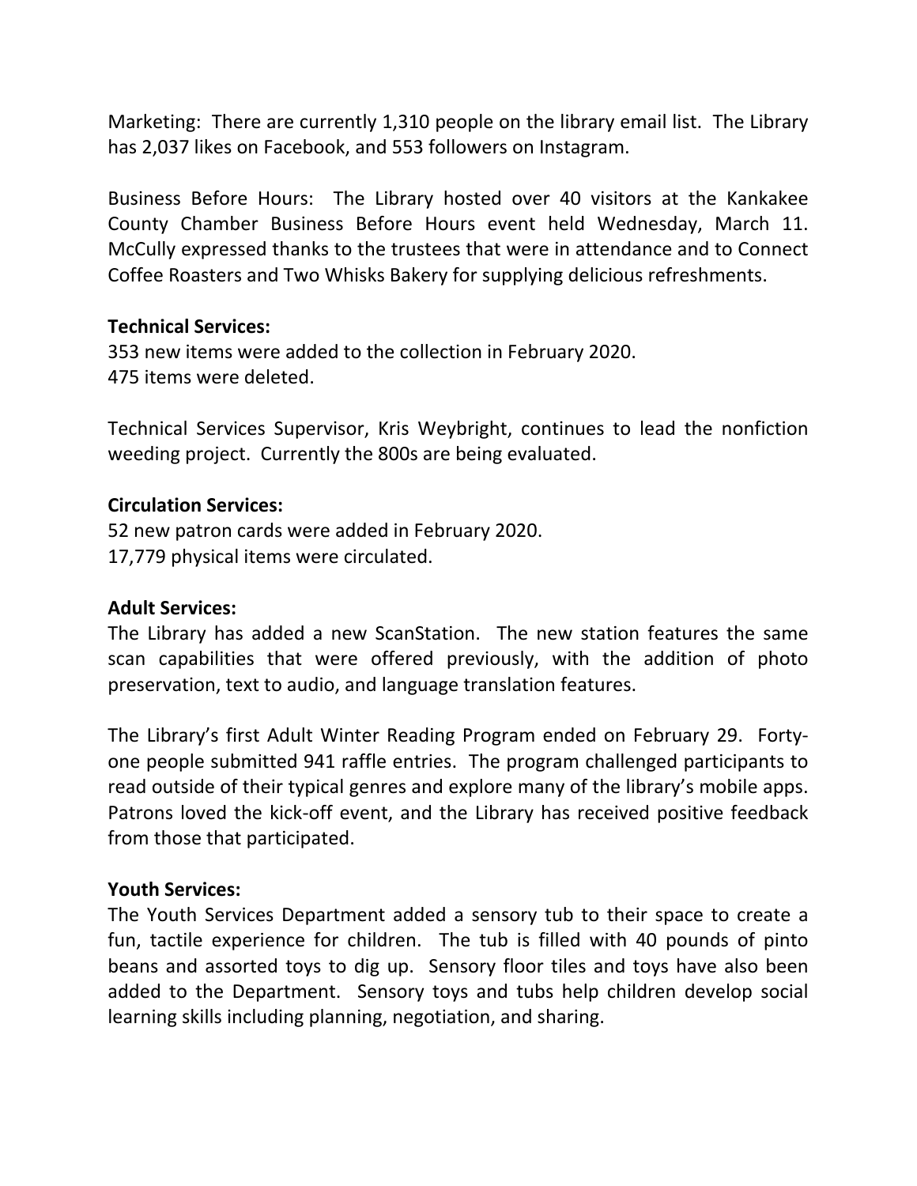Marketing: There are currently 1,310 people on the library email list. The Library has 2,037 likes on Facebook, and 553 followers on Instagram.

Business Before Hours: The Library hosted over 40 visitors at the Kankakee County Chamber Business Before Hours event held Wednesday, March 11. McCully expressed thanks to the trustees that were in attendance and to Connect Coffee Roasters and Two Whisks Bakery for supplying delicious refreshments.

**Technical Services:**

353 new items were added to the collection in February 2020.
475 items were deleted.

Technical Services Supervisor, Kris Weybright, continues to lead the nonfiction weeding project. Currently the 800s are being evaluated.

**Circulation Services:**

52 new patron cards were added in February 2020.
17,779 physical items were circulated.

**Adult Services:**

The Library has added a new ScanStation. The new station features the same scan capabilities that were offered previously, with the addition of photo preservation, text to audio, and language translation features.

The Library's first Adult Winter Reading Program ended on February 29. Forty-one people submitted 941 raffle entries. The program challenged participants to read outside of their typical genres and explore many of the library's mobile apps. Patrons loved the kick-off event, and the Library has received positive feedback from those that participated.

**Youth Services:**

The Youth Services Department added a sensory tub to their space to create a fun, tactile experience for children. The tub is filled with 40 pounds of pinto beans and assorted toys to dig up. Sensory floor tiles and toys have also been added to the Department. Sensory toys and tubs help children develop social learning skills including planning, negotiation, and sharing.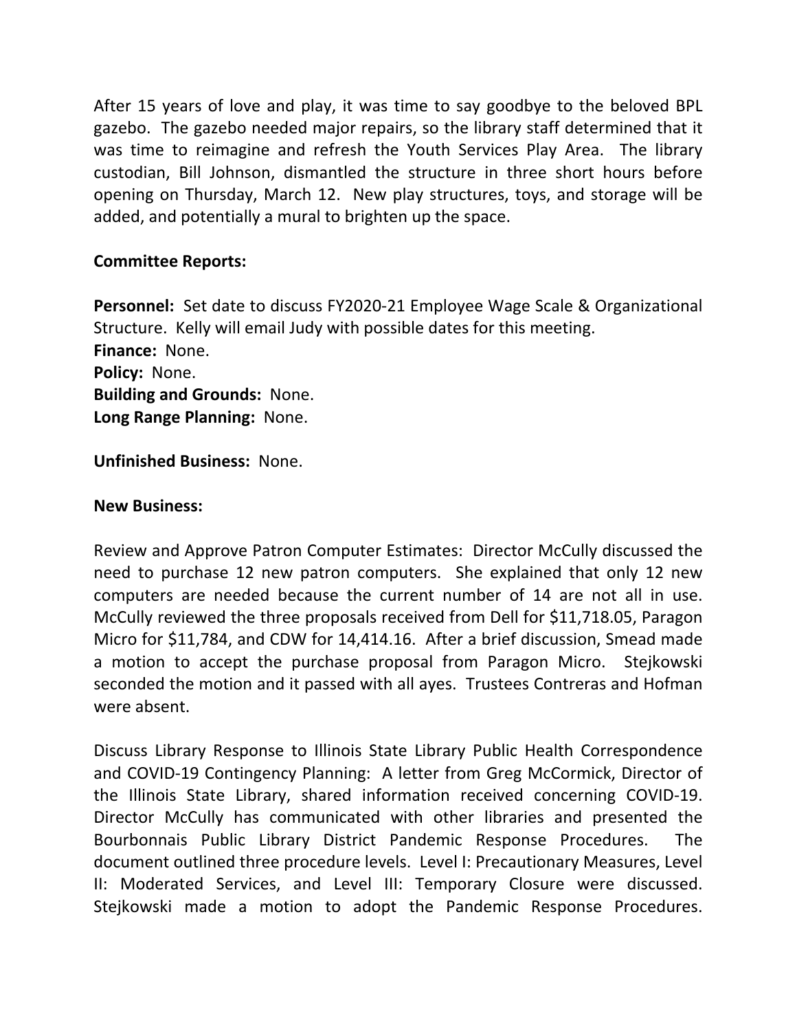After 15 years of love and play, it was time to say goodbye to the beloved BPL gazebo. The gazebo needed major repairs, so the library staff determined that it was time to reimagine and refresh the Youth Services Play Area. The library custodian, Bill Johnson, dismantled the structure in three short hours before opening on Thursday, March 12. New play structures, toys, and storage will be added, and potentially a mural to brighten up the space.

**Committee Reports:**

**Personnel:** Set date to discuss FY2020-21 Employee Wage Scale & Organizational Structure. Kelly will email Judy with possible dates for this meeting.
**Finance:** None.
**Policy:** None.
**Building and Grounds:** None.
**Long Range Planning:** None.

**Unfinished Business:** None.

**New Business:**

Review and Approve Patron Computer Estimates: Director McCully discussed the need to purchase 12 new patron computers. She explained that only 12 new computers are needed because the current number of 14 are not all in use. McCully reviewed the three proposals received from Dell for $11,718.05, Paragon Micro for $11,784, and CDW for 14,414.16. After a brief discussion, Smead made a motion to accept the purchase proposal from Paragon Micro. Stejkowski seconded the motion and it passed with all ayes. Trustees Contreras and Hofman were absent.

Discuss Library Response to Illinois State Library Public Health Correspondence and COVID-19 Contingency Planning: A letter from Greg McCormick, Director of the Illinois State Library, shared information received concerning COVID-19. Director McCully has communicated with other libraries and presented the Bourbonnais Public Library District Pandemic Response Procedures. The document outlined three procedure levels. Level I: Precautionary Measures, Level II: Moderated Services, and Level III: Temporary Closure were discussed. Stejkowski made a motion to adopt the Pandemic Response Procedures.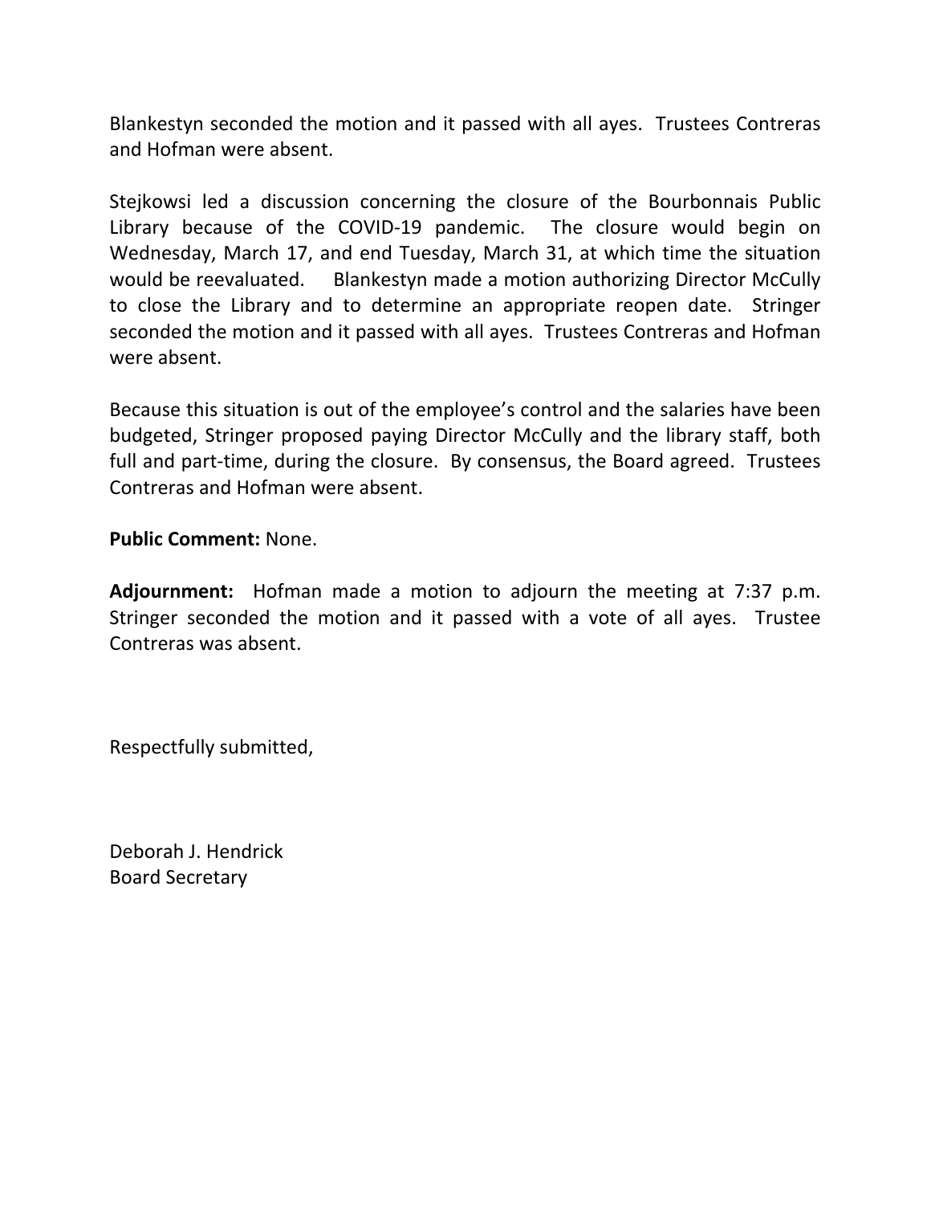Blankestyn seconded the motion and it passed with all ayes. Trustees Contreras and Hofman were absent.

Stejkowsi led a discussion concerning the closure of the Bourbonnais Public Library because of the COVID-19 pandemic. The closure would begin on Wednesday, March 17, and end Tuesday, March 31, at which time the situation would be reevaluated. Blankestyn made a motion authorizing Director McCully to close the Library and to determine an appropriate reopen date. Stringer seconded the motion and it passed with all ayes. Trustees Contreras and Hofman were absent.

Because this situation is out of the employee's control and the salaries have been budgeted, Stringer proposed paying Director McCully and the library staff, both full and part-time, during the closure. By consensus, the Board agreed. Trustees Contreras and Hofman were absent.

**Public Comment:** None.

**Adjournment:** Hofman made a motion to adjourn the meeting at 7:37 p.m. Stringer seconded the motion and it passed with a vote of all ayes. Trustee Contreras was absent.

Respectfully submitted,

Deborah J. Hendrick
Board Secretary